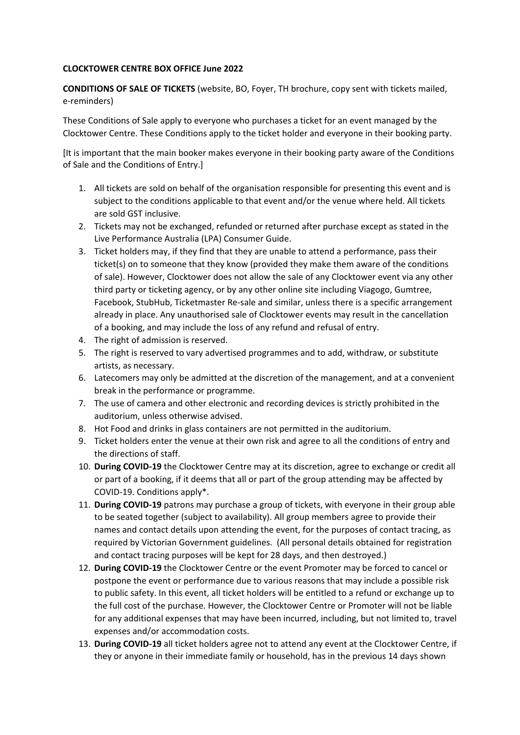**CLOCKTOWER CENTRE BOX OFFICE June 2022**

**CONDITIONS OF SALE OF TICKETS** (website, BO, Foyer, TH brochure, copy sent with tickets mailed, e-reminders)

These Conditions of Sale apply to everyone who purchases a ticket for an event managed by the Clocktower Centre. These Conditions apply to the ticket holder and everyone in their booking party.

[It is important that the main booker makes everyone in their booking party aware of the Conditions of Sale and the Conditions of Entry.]

1. All tickets are sold on behalf of the organisation responsible for presenting this event and is subject to the conditions applicable to that event and/or the venue where held. All tickets are sold GST inclusive.
2. Tickets may not be exchanged, refunded or returned after purchase except as stated in the Live Performance Australia (LPA) Consumer Guide.
3. Ticket holders may, if they find that they are unable to attend a performance, pass their ticket(s) on to someone that they know (provided they make them aware of the conditions of sale). However, Clocktower does not allow the sale of any Clocktower event via any other third party or ticketing agency, or by any other online site including Viagogo, Gumtree, Facebook, StubHub, Ticketmaster Re-sale and similar, unless there is a specific arrangement already in place. Any unauthorised sale of Clocktower events may result in the cancellation of a booking, and may include the loss of any refund and refusal of entry.
4. The right of admission is reserved.
5. The right is reserved to vary advertised programmes and to add, withdraw, or substitute artists, as necessary.
6. Latecomers may only be admitted at the discretion of the management, and at a convenient break in the performance or programme.
7. The use of camera and other electronic and recording devices is strictly prohibited in the auditorium, unless otherwise advised.
8. Hot Food and drinks in glass containers are not permitted in the auditorium.
9. Ticket holders enter the venue at their own risk and agree to all the conditions of entry and the directions of staff.
10. **During COVID-19** the Clocktower Centre may at its discretion, agree to exchange or credit all or part of a booking, if it deems that all or part of the group attending may be affected by COVID-19. Conditions apply*.
11. **During COVID-19** patrons may purchase a group of tickets, with everyone in their group able to be seated together (subject to availability). All group members agree to provide their names and contact details upon attending the event, for the purposes of contact tracing, as required by Victorian Government guidelines. (All personal details obtained for registration and contact tracing purposes will be kept for 28 days, and then destroyed.)
12. **During COVID-19** the Clocktower Centre or the event Promoter may be forced to cancel or postpone the event or performance due to various reasons that may include a possible risk to public safety. In this event, all ticket holders will be entitled to a refund or exchange up to the full cost of the purchase. However, the Clocktower Centre or Promoter will not be liable for any additional expenses that may have been incurred, including, but not limited to, travel expenses and/or accommodation costs.
13. **During COVID-19** all ticket holders agree not to attend any event at the Clocktower Centre, if they or anyone in their immediate family or household, has in the previous 14 days shown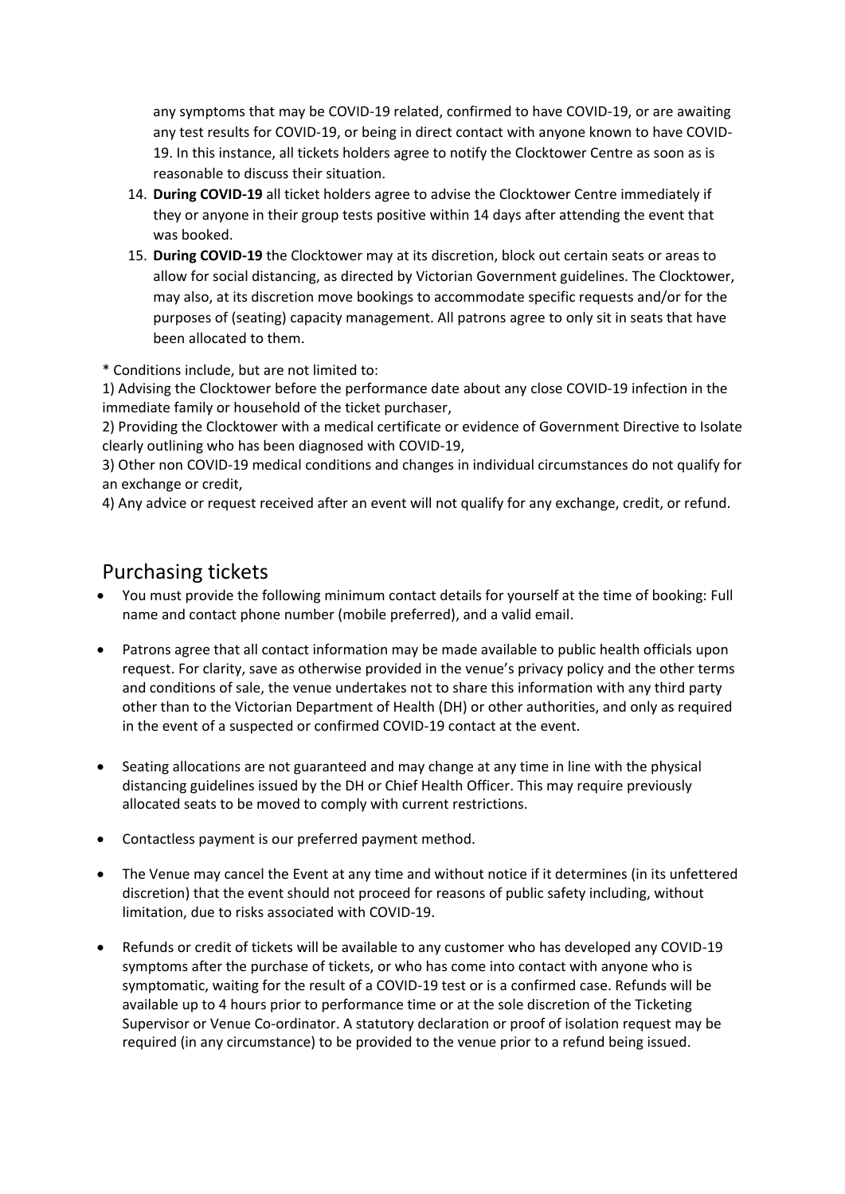any symptoms that may be COVID-19 related, confirmed to have COVID-19, or are awaiting any test results for COVID-19, or being in direct contact with anyone known to have COVID-19. In this instance, all tickets holders agree to notify the Clocktower Centre as soon as is reasonable to discuss their situation.

14. **During COVID-19** all ticket holders agree to advise the Clocktower Centre immediately if they or anyone in their group tests positive within 14 days after attending the event that was booked.
15. **During COVID-19** the Clocktower may at its discretion, block out certain seats or areas to allow for social distancing, as directed by Victorian Government guidelines. The Clocktower, may also, at its discretion move bookings to accommodate specific requests and/or for the purposes of (seating) capacity management. All patrons agree to only sit in seats that have been allocated to them.

* Conditions include, but are not limited to:
1) Advising the Clocktower before the performance date about any close COVID-19 infection in the immediate family or household of the ticket purchaser,
2) Providing the Clocktower with a medical certificate or evidence of Government Directive to Isolate clearly outlining who has been diagnosed with COVID-19,
3) Other non COVID-19 medical conditions and changes in individual circumstances do not qualify for an exchange or credit,
4) Any advice or request received after an event will not qualify for any exchange, credit, or refund.

## Purchasing tickets

- You must provide the following minimum contact details for yourself at the time of booking: Full name and contact phone number (mobile preferred), and a valid email.
- Patrons agree that all contact information may be made available to public health officials upon request. For clarity, save as otherwise provided in the venue's privacy policy and the other terms and conditions of sale, the venue undertakes not to share this information with any third party other than to the Victorian Department of Health (DH) or other authorities, and only as required in the event of a suspected or confirmed COVID-19 contact at the event.
- Seating allocations are not guaranteed and may change at any time in line with the physical distancing guidelines issued by the DH or Chief Health Officer. This may require previously allocated seats to be moved to comply with current restrictions.
- Contactless payment is our preferred payment method.
- The Venue may cancel the Event at any time and without notice if it determines (in its unfettered discretion) that the event should not proceed for reasons of public safety including, without limitation, due to risks associated with COVID-19.
- Refunds or credit of tickets will be available to any customer who has developed any COVID-19 symptoms after the purchase of tickets, or who has come into contact with anyone who is symptomatic, waiting for the result of a COVID-19 test or is a confirmed case. Refunds will be available up to 4 hours prior to performance time or at the sole discretion of the Ticketing Supervisor or Venue Co-ordinator. A statutory declaration or proof of isolation request may be required (in any circumstance) to be provided to the venue prior to a refund being issued.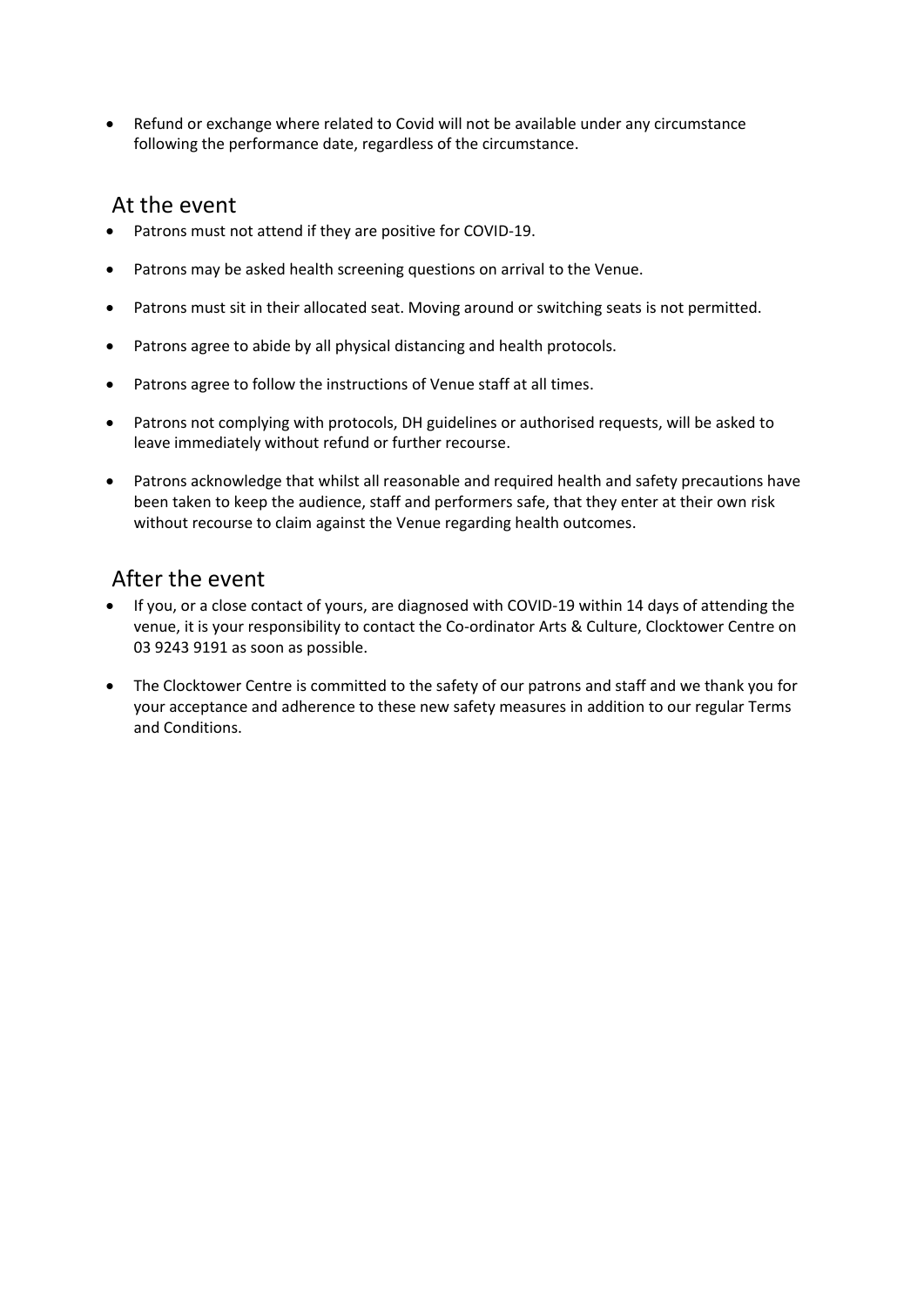- Refund or exchange where related to Covid will not be available under any circumstance following the performance date, regardless of the circumstance.

## At the event

- Patrons must not attend if they are positive for COVID-19.
- Patrons may be asked health screening questions on arrival to the Venue.
- Patrons must sit in their allocated seat. Moving around or switching seats is not permitted.
- Patrons agree to abide by all physical distancing and health protocols.
- Patrons agree to follow the instructions of Venue staff at all times.
- Patrons not complying with protocols, DH guidelines or authorised requests, will be asked to leave immediately without refund or further recourse.
- Patrons acknowledge that whilst all reasonable and required health and safety precautions have been taken to keep the audience, staff and performers safe, that they enter at their own risk without recourse to claim against the Venue regarding health outcomes.

## After the event

- If you, or a close contact of yours, are diagnosed with COVID-19 within 14 days of attending the venue, it is your responsibility to contact the Co-ordinator Arts & Culture, Clocktower Centre on 03 9243 9191 as soon as possible.
- The Clocktower Centre is committed to the safety of our patrons and staff and we thank you for your acceptance and adherence to these new safety measures in addition to our regular Terms and Conditions.